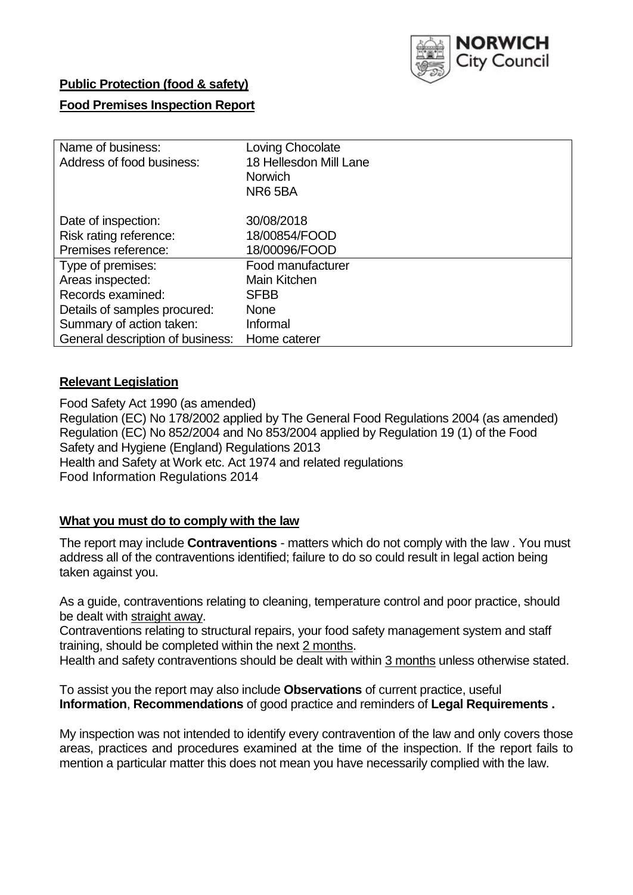NORWICH City Council

**Public Protection (food & safety)**

**Food Premises Inspection Report**

| | |
|---|---|
| Name of business:<br>Address of food business: | Loving Chocolate<br>18 Hellesdon Mill Lane<br>Norwich<br>NR6 5BA |
| Date of inspection:<br>Risk rating reference:<br>Premises reference: | 30/08/2018<br>18/00854/FOOD<br>18/00096/FOOD |
| Type of premises: | Food manufacturer |
| Areas inspected: | Main Kitchen |
| Records examined: | SFBB |
| Details of samples procured: | None |
| Summary of action taken: | Informal |
| General description of business: | Home caterer |

## **Relevant Legislation**

Food Safety Act 1990 (as amended)
Regulation (EC) No 178/2002 applied by The General Food Regulations 2004 (as amended)
Regulation (EC) No 852/2004 and No 853/2004 applied by Regulation 19 (1) of the Food Safety and Hygiene (England) Regulations 2013
Health and Safety at Work etc. Act 1974 and related regulations
Food Information Regulations 2014

## **What you must do to comply with the law**

The report may include **Contraventions** - matters which do not comply with the law . You must address all of the contraventions identified; failure to do so could result in legal action being taken against you.

As a guide, contraventions relating to cleaning, temperature control and poor practice, should be dealt with straight away.
Contraventions relating to structural repairs, your food safety management system and staff training, should be completed within the next 2 months.
Health and safety contraventions should be dealt with within 3 months unless otherwise stated.

To assist you the report may also include **Observations** of current practice, useful **Information**, **Recommendations** of good practice and reminders of **Legal Requirements .**

My inspection was not intended to identify every contravention of the law and only covers those areas, practices and procedures examined at the time of the inspection. If the report fails to mention a particular matter this does not mean you have necessarily complied with the law.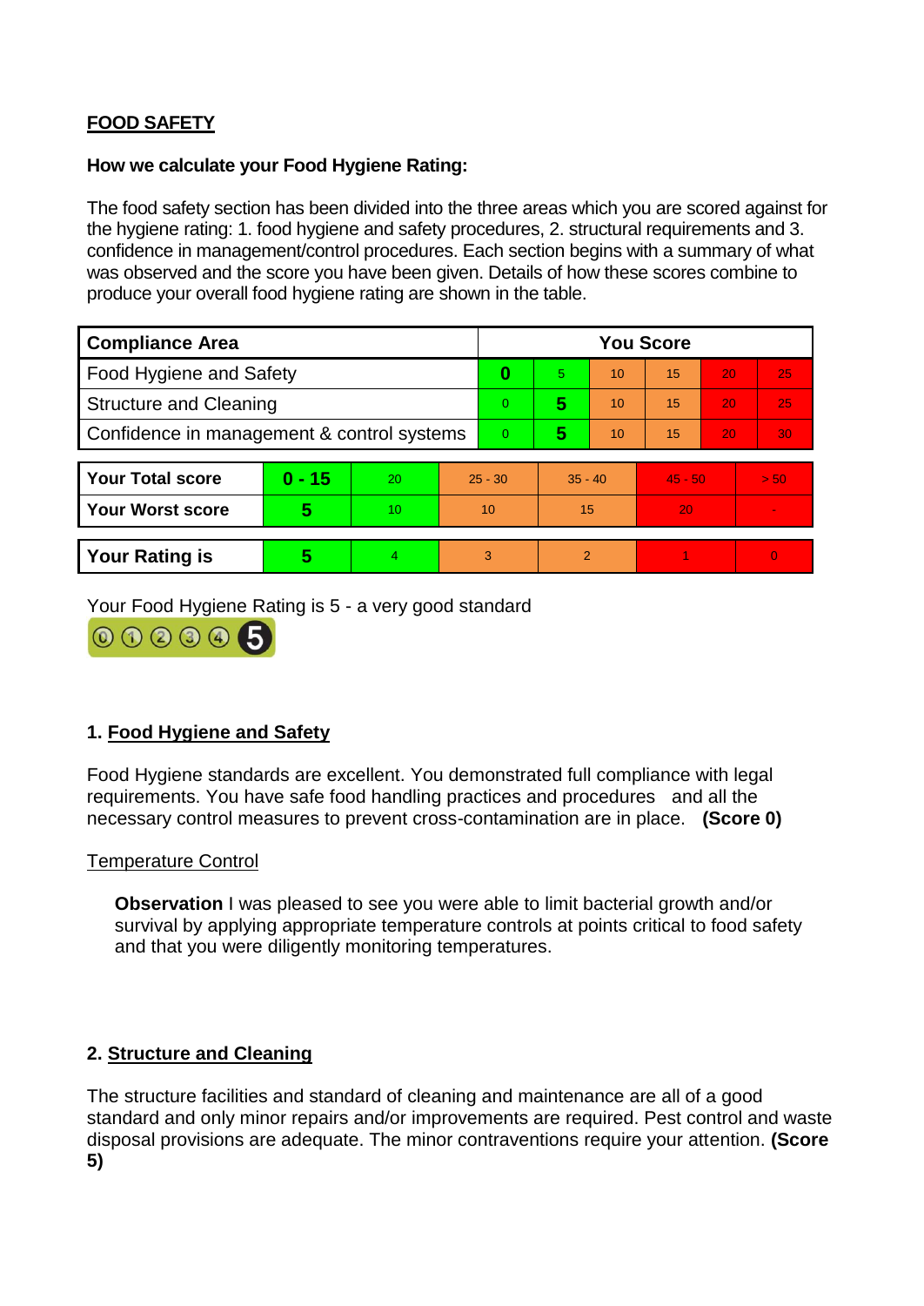**FOOD SAFETY**

**How we calculate your Food Hygiene Rating:**

The food safety section has been divided into the three areas which you are scored against for the hygiene rating: 1. food hygiene and safety procedures, 2. structural requirements and 3. confidence in management/control procedures. Each section begins with a summary of what was observed and the score you have been given. Details of how these scores combine to produce your overall food hygiene rating are shown in the table.

| Compliance Area | You Score | | | | | |
|---|---|---|---|---|---|---|
| Food Hygiene and Safety | **0** | 5 | 10 | 15 | 20 | 25 |
| Structure and Cleaning | 0 | **5** | 10 | 15 | 20 | 25 |
| Confidence in management & control systems | 0 | **5** | 10 | 15 | 20 | 30 |

| | | | | | | |
|---|---|---|---|---|---|---|
| **Your Total score** | **0 - 15** | 20 | 25 - 30 | 35 - 40 | 45 - 50 | > 50 |
| **Your Worst score** | **5** | 10 | 10 | 15 | 20 | - |

| | | | | | | |
|---|---|---|---|---|---|---|
| **Your Rating is** | **5** | 4 | 3 | 2 | 1 | 0 |

Your Food Hygiene Rating is 5 - a very good standard

## 1. Food Hygiene and Safety

Food Hygiene standards are excellent. You demonstrated full compliance with legal requirements. You have safe food handling practices and procedures and all the necessary control measures to prevent cross-contamination are in place. **(Score 0)**

Temperature Control

**Observation** I was pleased to see you were able to limit bacterial growth and/or survival by applying appropriate temperature controls at points critical to food safety and that you were diligently monitoring temperatures.

## 2. Structure and Cleaning

The structure facilities and standard of cleaning and maintenance are all of a good standard and only minor repairs and/or improvements are required. Pest control and waste disposal provisions are adequate. The minor contraventions require your attention. **(Score 5)**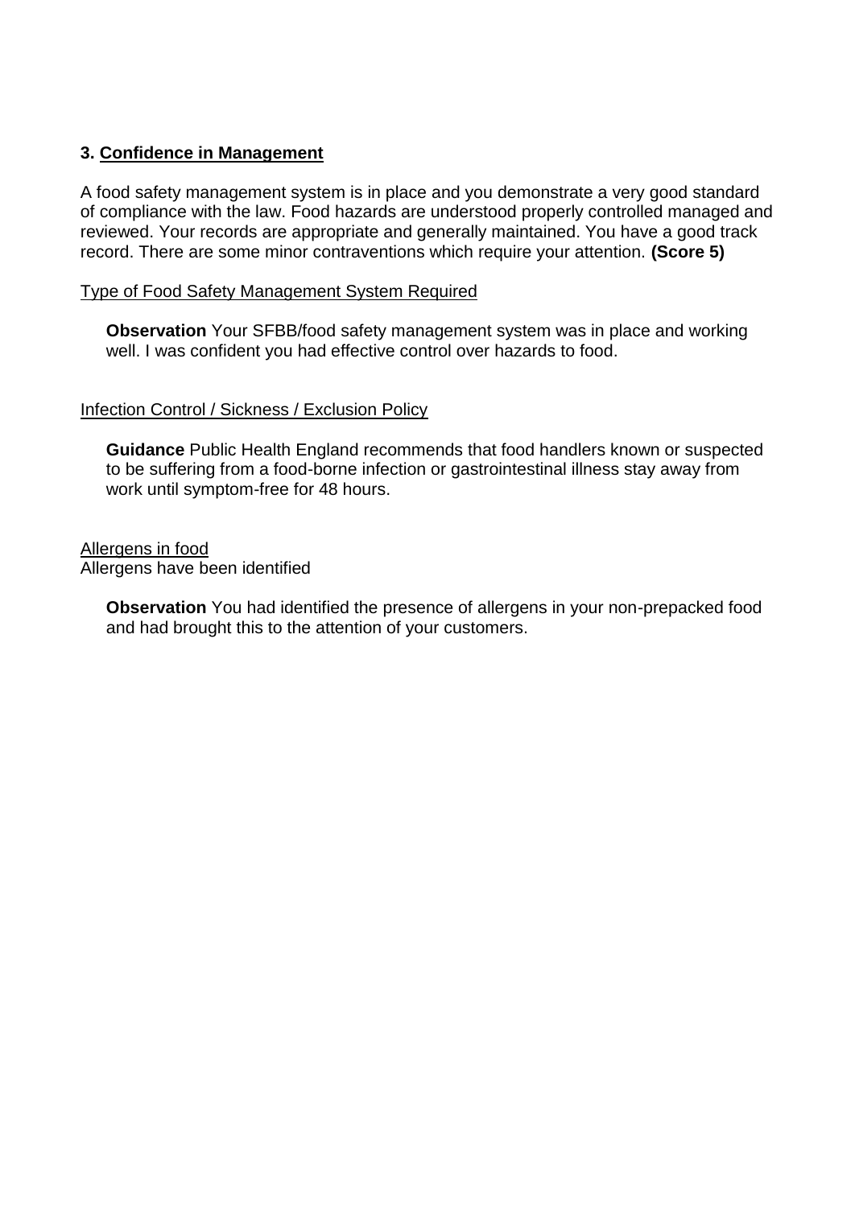### 3. Confidence in Management

A food safety management system is in place and you demonstrate a very good standard of compliance with the law. Food hazards are understood properly controlled managed and reviewed. Your records are appropriate and generally maintained. You have a good track record. There are some minor contraventions which require your attention. **(Score 5)**

Type of Food Safety Management System Required

**Observation** Your SFBB/food safety management system was in place and working well. I was confident you had effective control over hazards to food.

Infection Control / Sickness / Exclusion Policy

**Guidance** Public Health England recommends that food handlers known or suspected to be suffering from a food-borne infection or gastrointestinal illness stay away from work until symptom-free for 48 hours.

Allergens in food

Allergens have been identified

**Observation** You had identified the presence of allergens in your non-prepacked food and had brought this to the attention of your customers.